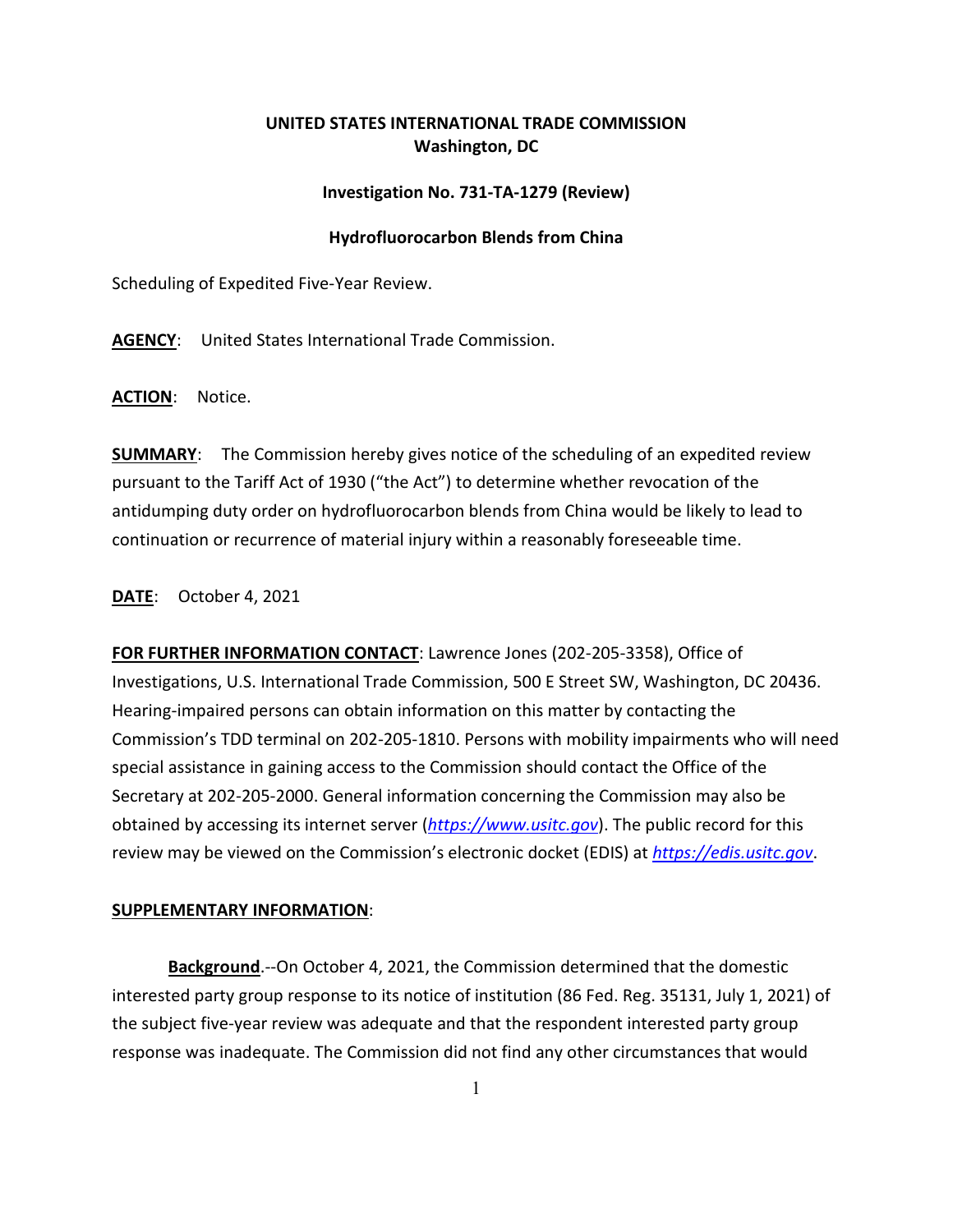**UNITED STATES INTERNATIONAL TRADE COMMISSION**
**Washington, DC**

**Investigation No. 731-TA-1279 (Review)**

**Hydrofluorocarbon Blends from China**

Scheduling of Expedited Five-Year Review.

**AGENCY**: United States International Trade Commission.

**ACTION**: Notice.

**SUMMARY**: The Commission hereby gives notice of the scheduling of an expedited review pursuant to the Tariff Act of 1930 ("the Act") to determine whether revocation of the antidumping duty order on hydrofluorocarbon blends from China would be likely to lead to continuation or recurrence of material injury within a reasonably foreseeable time.

**DATE**: October 4, 2021

**FOR FURTHER INFORMATION CONTACT**: Lawrence Jones (202-205-3358), Office of Investigations, U.S. International Trade Commission, 500 E Street SW, Washington, DC 20436. Hearing-impaired persons can obtain information on this matter by contacting the Commission's TDD terminal on 202-205-1810. Persons with mobility impairments who will need special assistance in gaining access to the Commission should contact the Office of the Secretary at 202-205-2000. General information concerning the Commission may also be obtained by accessing its internet server (*https://www.usitc.gov*). The public record for this review may be viewed on the Commission's electronic docket (EDIS) at *https://edis.usitc.gov*.

**SUPPLEMENTARY INFORMATION**:

**Background**.--On October 4, 2021, the Commission determined that the domestic interested party group response to its notice of institution (86 Fed. Reg. 35131, July 1, 2021) of the subject five-year review was adequate and that the respondent interested party group response was inadequate. The Commission did not find any other circumstances that would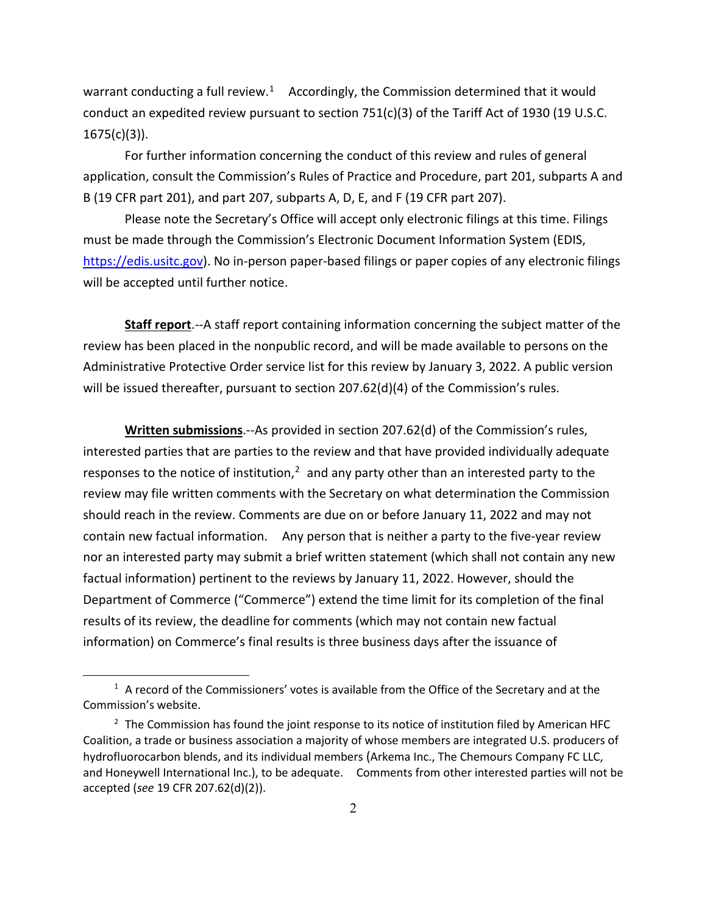warrant conducting a full review.[1] Accordingly, the Commission determined that it would conduct an expedited review pursuant to section 751(c)(3) of the Tariff Act of 1930 (19 U.S.C. 1675(c)(3)).

For further information concerning the conduct of this review and rules of general application, consult the Commission's Rules of Practice and Procedure, part 201, subparts A and B (19 CFR part 201), and part 207, subparts A, D, E, and F (19 CFR part 207).

Please note the Secretary's Office will accept only electronic filings at this time. Filings must be made through the Commission's Electronic Document Information System (EDIS, https://edis.usitc.gov). No in-person paper-based filings or paper copies of any electronic filings will be accepted until further notice.

**Staff report**.--A staff report containing information concerning the subject matter of the review has been placed in the nonpublic record, and will be made available to persons on the Administrative Protective Order service list for this review by January 3, 2022. A public version will be issued thereafter, pursuant to section 207.62(d)(4) of the Commission's rules.

**Written submissions**.--As provided in section 207.62(d) of the Commission's rules, interested parties that are parties to the review and that have provided individually adequate responses to the notice of institution,[2] and any party other than an interested party to the review may file written comments with the Secretary on what determination the Commission should reach in the review. Comments are due on or before January 11, 2022 and may not contain new factual information. Any person that is neither a party to the five-year review nor an interested party may submit a brief written statement (which shall not contain any new factual information) pertinent to the reviews by January 11, 2022. However, should the Department of Commerce ("Commerce") extend the time limit for its completion of the final results of its review, the deadline for comments (which may not contain new factual information) on Commerce's final results is three business days after the issuance of

---

[1] A record of the Commissioners' votes is available from the Office of the Secretary and at the Commission's website.

[2] The Commission has found the joint response to its notice of institution filed by American HFC Coalition, a trade or business association a majority of whose members are integrated U.S. producers of hydrofluorocarbon blends, and its individual members (Arkema Inc., The Chemours Company FC LLC, and Honeywell International Inc.), to be adequate. Comments from other interested parties will not be accepted (*see* 19 CFR 207.62(d)(2)).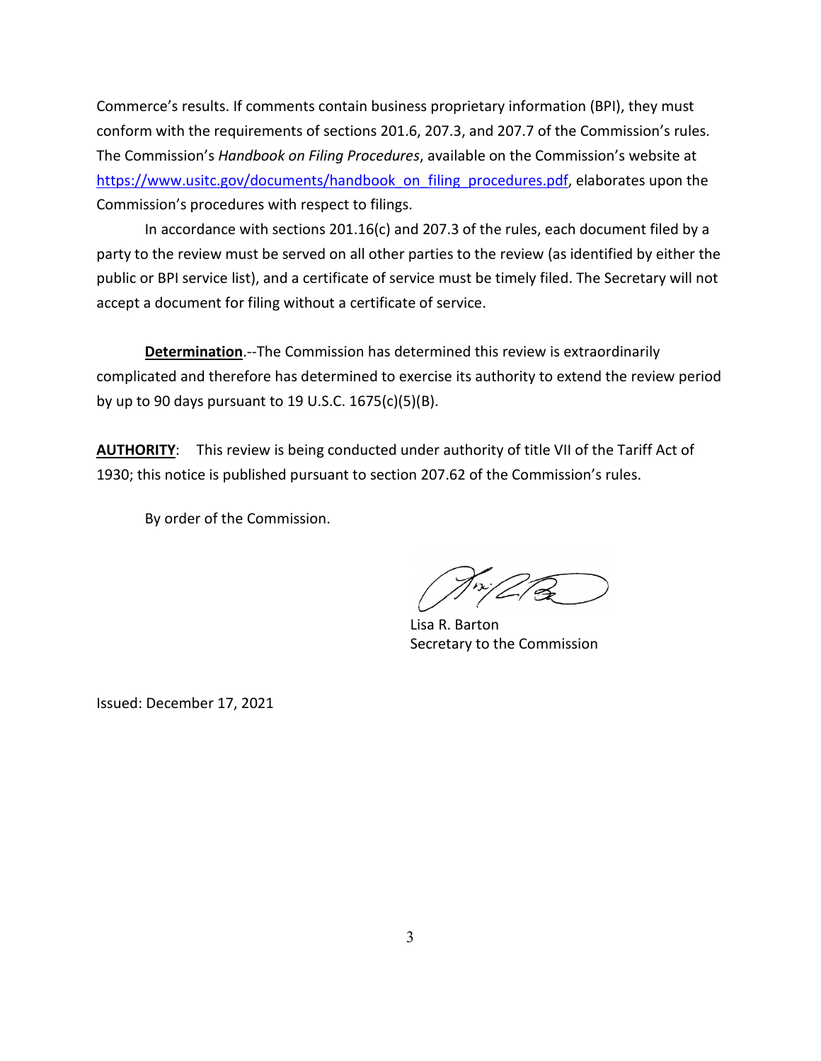Commerce's results. If comments contain business proprietary information (BPI), they must conform with the requirements of sections 201.6, 207.3, and 207.7 of the Commission's rules. The Commission's *Handbook on Filing Procedures*, available on the Commission's website at https://www.usitc.gov/documents/handbook_on_filing_procedures.pdf, elaborates upon the Commission's procedures with respect to filings.

In accordance with sections 201.16(c) and 207.3 of the rules, each document filed by a party to the review must be served on all other parties to the review (as identified by either the public or BPI service list), and a certificate of service must be timely filed. The Secretary will not accept a document for filing without a certificate of service.

**Determination**.--The Commission has determined this review is extraordinarily complicated and therefore has determined to exercise its authority to extend the review period by up to 90 days pursuant to 19 U.S.C. 1675(c)(5)(B).

**AUTHORITY**: This review is being conducted under authority of title VII of the Tariff Act of 1930; this notice is published pursuant to section 207.62 of the Commission's rules.

By order of the Commission.

Lisa R. Barton
Secretary to the Commission

Issued: December 17, 2021